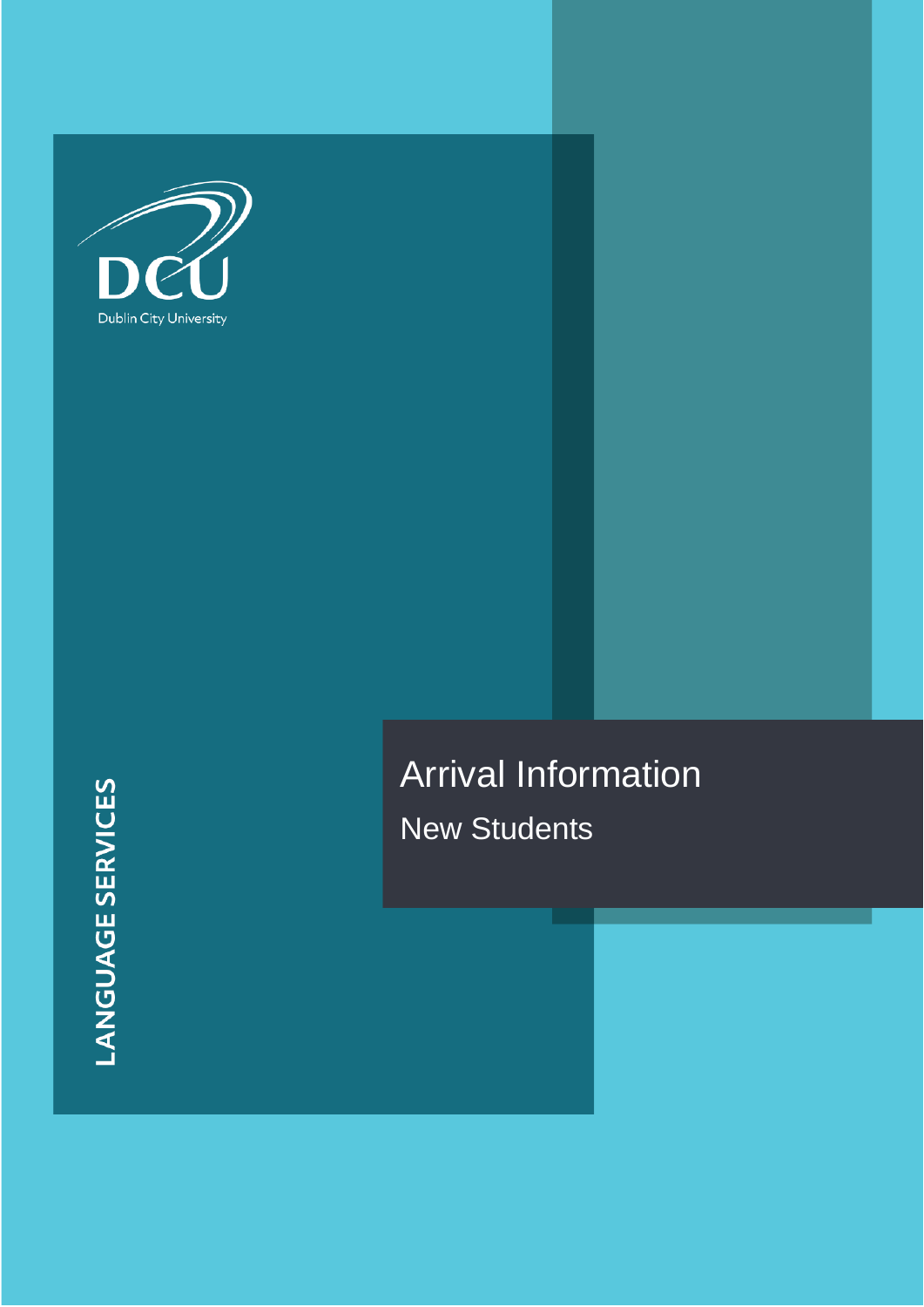DCU

Dublin City University

LANGUAGE SERVICES

# Arrival Information

## New Students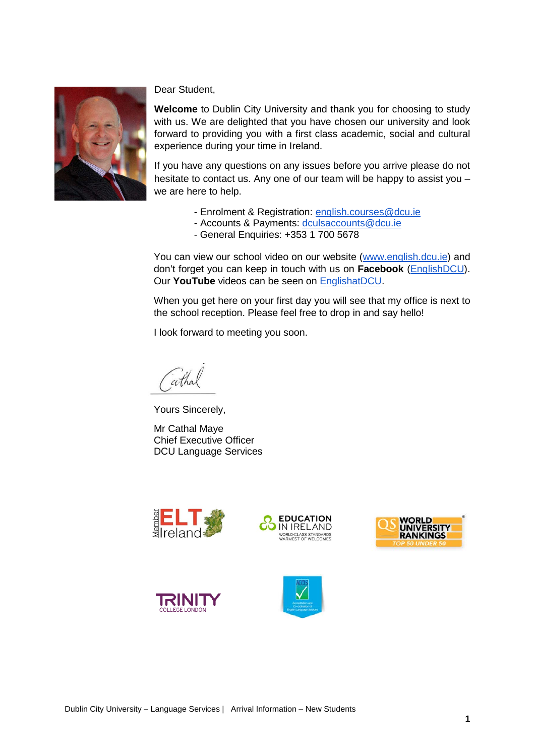Dear Student,

**Welcome** to Dublin City University and thank you for choosing to study with us. We are delighted that you have chosen our university and look forward to providing you with a first class academic, social and cultural experience during your time in Ireland.

If you have any questions on any issues before you arrive please do not hesitate to contact us. Any one of our team will be happy to assist you – we are here to help.

- Enrolment & Registration: english.courses@dcu.ie
- Accounts & Payments: dculsaccounts@dcu.ie
- General Enquiries: +353 1 700 5678

You can view our school video on our website (www.english.dcu.ie) and don't forget you can keep in touch with us on **Facebook** (EnglishDCU). Our **YouTube** videos can be seen on EnglishatDCU.

When you get here on your first day you will see that my office is next to the school reception. Please feel free to drop in and say hello!

I look forward to meeting you soon.

Cathal

Yours Sincerely,

Mr Cathal Maye
Chief Executive Officer
DCU Language Services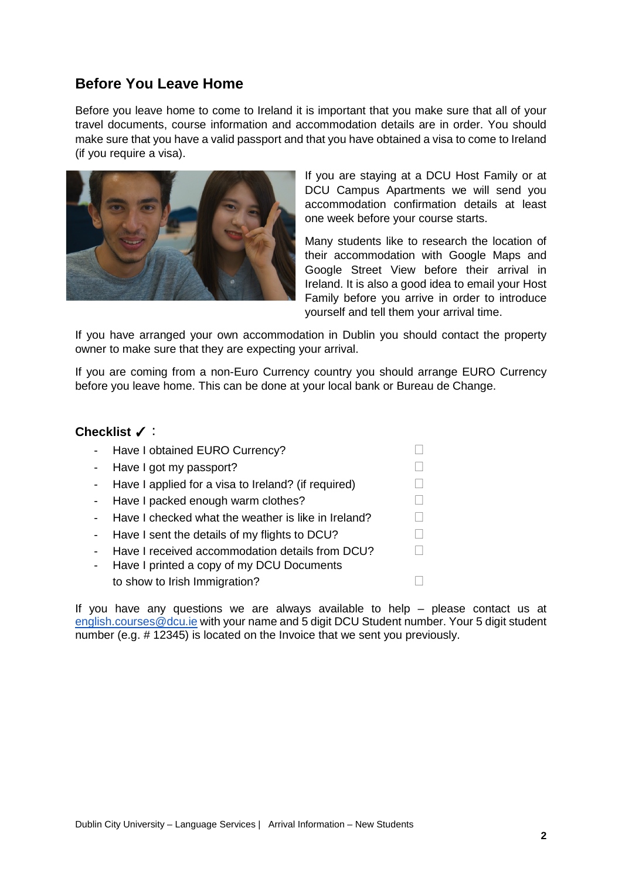## Before You Leave Home

Before you leave home to come to Ireland it is important that you make sure that all of your travel documents, course information and accommodation details are in order. You should make sure that you have a valid passport and that you have obtained a visa to come to Ireland (if you require a visa).

If you are staying at a DCU Host Family or at DCU Campus Apartments we will send you accommodation confirmation details at least one week before your course starts.

Many students like to research the location of their accommodation with Google Maps and Google Street View before their arrival in Ireland. It is also a good idea to email your Host Family before you arrive in order to introduce yourself and tell them your arrival time.

If you have arranged your own accommodation in Dublin you should contact the property owner to make sure that they are expecting your arrival.

If you are coming from a non-Euro Currency country you should arrange EURO Currency before you leave home. This can be done at your local bank or Bureau de Change.

### Checklist ✓ :

- Have I obtained EURO Currency? ☐
- Have I got my passport? ☐
- Have I applied for a visa to Ireland? (if required) ☐
- Have I packed enough warm clothes? ☐
- Have I checked what the weather is like in Ireland? ☐
- Have I sent the details of my flights to DCU? ☐
- Have I received accommodation details from DCU? ☐
- Have I printed a copy of my DCU Documents to show to Irish Immigration? ☐

If you have any questions we are always available to help – please contact us at english.courses@dcu.ie with your name and 5 digit DCU Student number. Your 5 digit student number (e.g. # 12345) is located on the Invoice that we sent you previously.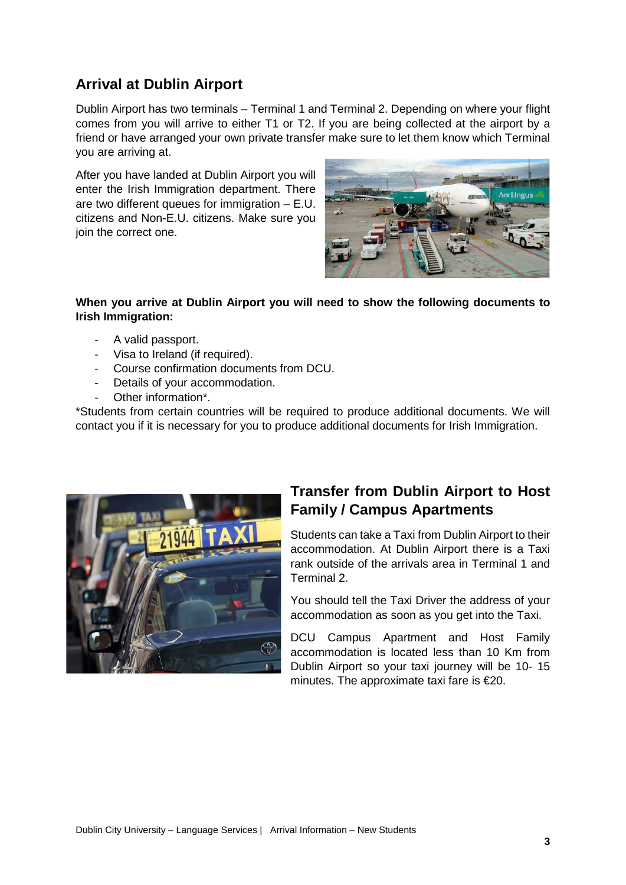## Arrival at Dublin Airport

Dublin Airport has two terminals – Terminal 1 and Terminal 2. Depending on where your flight comes from you will arrive to either T1 or T2. If you are being collected at the airport by a friend or have arranged your own private transfer make sure to let them know which Terminal you are arriving at.

After you have landed at Dublin Airport you will enter the Irish Immigration department. There are two different queues for immigration – E.U. citizens and Non-E.U. citizens. Make sure you join the correct one.

**When you arrive at Dublin Airport you will need to show the following documents to Irish Immigration:**

- A valid passport.
- Visa to Ireland (if required).
- Course confirmation documents from DCU.
- Details of your accommodation.
- Other information*.

*Students from certain countries will be required to produce additional documents. We will contact you if it is necessary for you to produce additional documents for Irish Immigration.

## Transfer from Dublin Airport to Host Family / Campus Apartments

Students can take a Taxi from Dublin Airport to their accommodation. At Dublin Airport there is a Taxi rank outside of the arrivals area in Terminal 1 and Terminal 2.

You should tell the Taxi Driver the address of your accommodation as soon as you get into the Taxi.

DCU Campus Apartment and Host Family accommodation is located less than 10 Km from Dublin Airport so your taxi journey will be 10- 15 minutes. The approximate taxi fare is €20.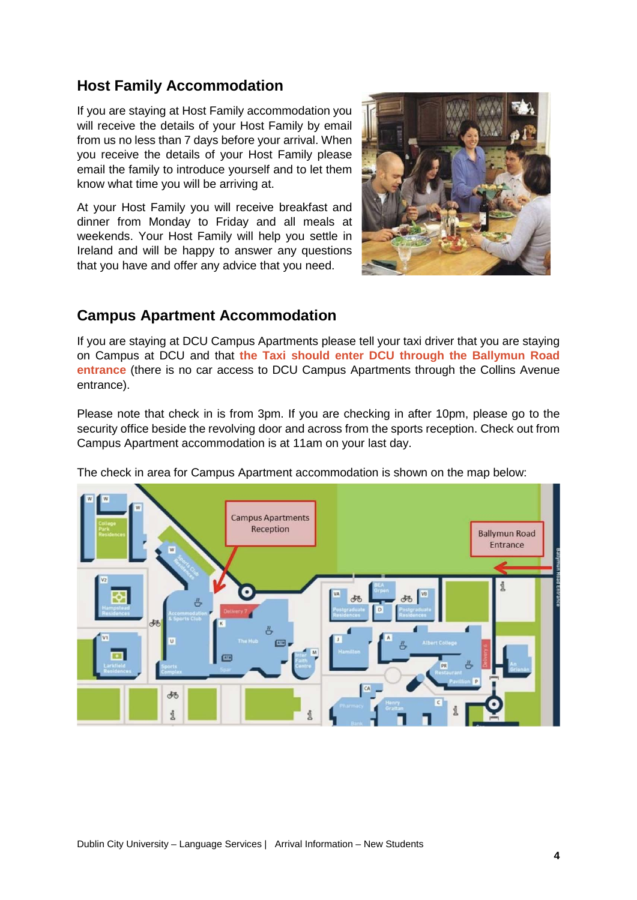## Host Family Accommodation

If you are staying at Host Family accommodation you will receive the details of your Host Family by email from us no less than 7 days before your arrival. When you receive the details of your Host Family please email the family to introduce yourself and to let them know what time you will be arriving at.

At your Host Family you will receive breakfast and dinner from Monday to Friday and all meals at weekends. Your Host Family will help you settle in Ireland and will be happy to answer any questions that you have and offer any advice that you need.

## Campus Apartment Accommodation

If you are staying at DCU Campus Apartments please tell your taxi driver that you are staying on Campus at DCU and that **the Taxi should enter DCU through the Ballymun Road entrance** (there is no car access to DCU Campus Apartments through the Collins Avenue entrance).

Please note that check in is from 3pm. If you are checking in after 10pm, please go to the security office beside the revolving door and across from the sports reception. Check out from Campus Apartment accommodation is at 11am on your last day.

The check in area for Campus Apartment accommodation is shown on the map below: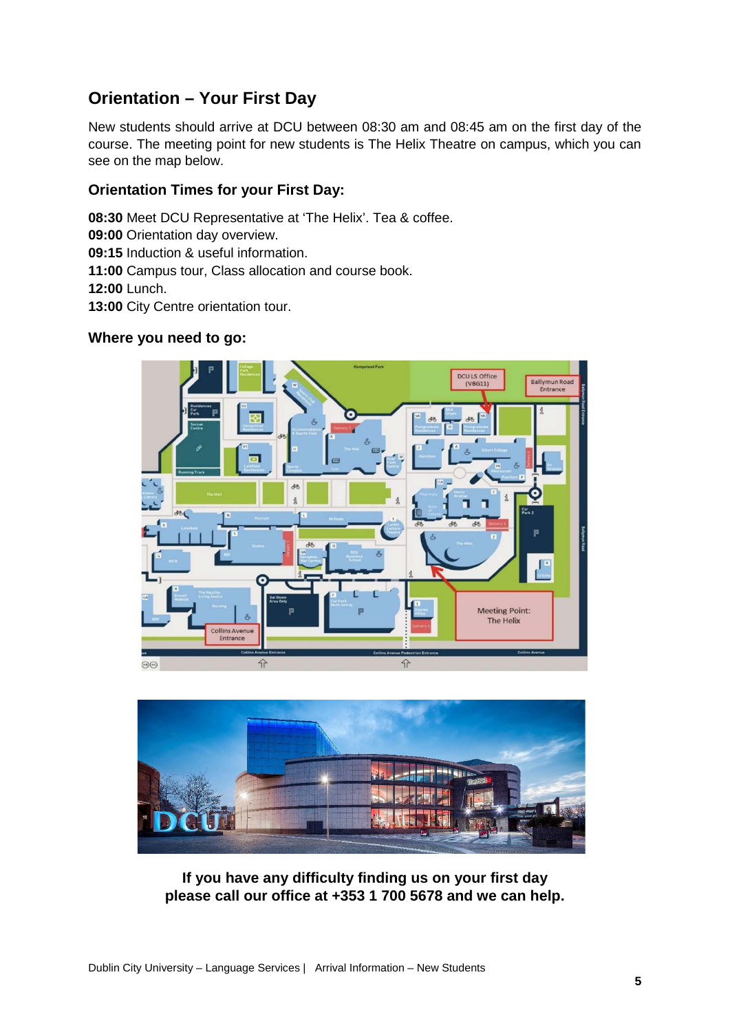## Orientation – Your First Day

New students should arrive at DCU between 08:30 am and 08:45 am on the first day of the course. The meeting point for new students is The Helix Theatre on campus, which you can see on the map below.

### Orientation Times for your First Day:

**08:30** Meet DCU Representative at 'The Helix'. Tea & coffee.
**09:00** Orientation day overview.
**09:15** Induction & useful information.
**11:00** Campus tour, Class allocation and course book.
**12:00** Lunch.
**13:00** City Centre orientation tour.

### Where you need to go:

**If you have any difficulty finding us on your first day please call our office at +353 1 700 5678 and we can help.**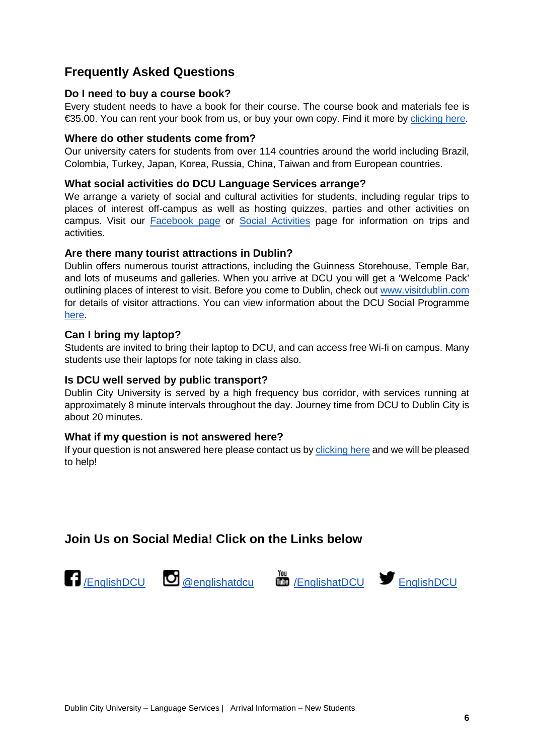## Frequently Asked Questions

### Do I need to buy a course book?

Every student needs to have a book for their course. The course book and materials fee is €35.00. You can rent your book from us, or buy your own copy. Find it more by clicking here.

### Where do other students come from?

Our university caters for students from over 114 countries around the world including Brazil, Colombia, Turkey, Japan, Korea, Russia, China, Taiwan and from European countries.

### What social activities do DCU Language Services arrange?

We arrange a variety of social and cultural activities for students, including regular trips to places of interest off-campus as well as hosting quizzes, parties and other activities on campus. Visit our Facebook page or Social Activities page for information on trips and activities.

### Are there many tourist attractions in Dublin?

Dublin offers numerous tourist attractions, including the Guinness Storehouse, Temple Bar, and lots of museums and galleries. When you arrive at DCU you will get a 'Welcome Pack' outlining places of interest to visit. Before you come to Dublin, check out www.visitdublin.com for details of visitor attractions. You can view information about the DCU Social Programme here.

### Can I bring my laptop?

Students are invited to bring their laptop to DCU, and can access free Wi-fi on campus. Many students use their laptops for note taking in class also.

### Is DCU well served by public transport?

Dublin City University is served by a high frequency bus corridor, with services running at approximately 8 minute intervals throughout the day. Journey time from DCU to Dublin City is about 20 minutes.

### What if my question is not answered here?

If your question is not answered here please contact us by clicking here and we will be pleased to help!

## Join Us on Social Media! Click on the Links below

/EnglishDCU @englishatdcu /EnglishatDCU EnglishDCU